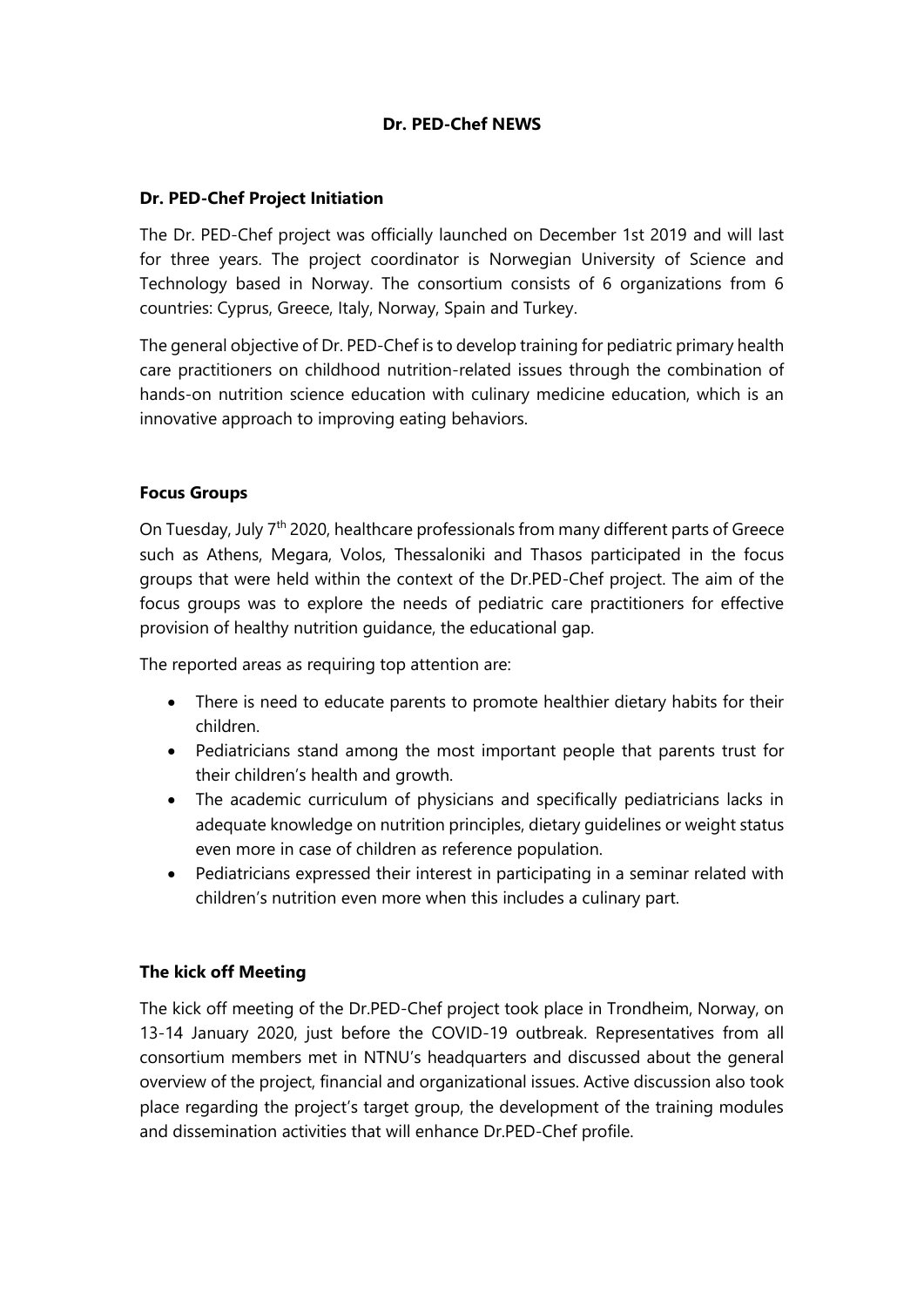# Dr. PED-Chef NEWS

## Dr. PED-Chef Project Initiation

The Dr. PED-Chef project was officially launched on December 1st 2019 and will last for three years. The project coordinator is Norwegian University of Science and Technology based in Norway. The consortium consists of 6 organizations from 6 countries: Cyprus, Greece, Italy, Norway, Spain and Turkey.

The general objective of Dr. PED-Chef is to develop training for pediatric primary health care practitioners on childhood nutrition-related issues through the combination of hands-on nutrition science education with culinary medicine education, which is an innovative approach to improving eating behaviors.

## Focus Groups

On Tuesday, July 7th 2020, healthcare professionals from many different parts of Greece such as Athens, Megara, Volos, Thessaloniki and Thasos participated in the focus groups that were held within the context of the Dr.PED-Chef project. The aim of the focus groups was to explore the needs of pediatric care practitioners for effective provision of healthy nutrition guidance, the educational gap.

The reported areas as requiring top attention are:

- There is need to educate parents to promote healthier dietary habits for their children.
- Pediatricians stand among the most important people that parents trust for their children's health and growth.
- The academic curriculum of physicians and specifically pediatricians lacks in adequate knowledge on nutrition principles, dietary guidelines or weight status even more in case of children as reference population.
- Pediatricians expressed their interest in participating in a seminar related with children's nutrition even more when this includes a culinary part.

## The kick off Meeting

The kick off meeting of the Dr.PED-Chef project took place in Trondheim, Norway, on 13-14 January 2020, just before the COVID-19 outbreak. Representatives from all consortium members met in NTNU's headquarters and discussed about the general overview of the project, financial and organizational issues. Active discussion also took place regarding the project's target group, the development of the training modules and dissemination activities that will enhance Dr.PED-Chef profile.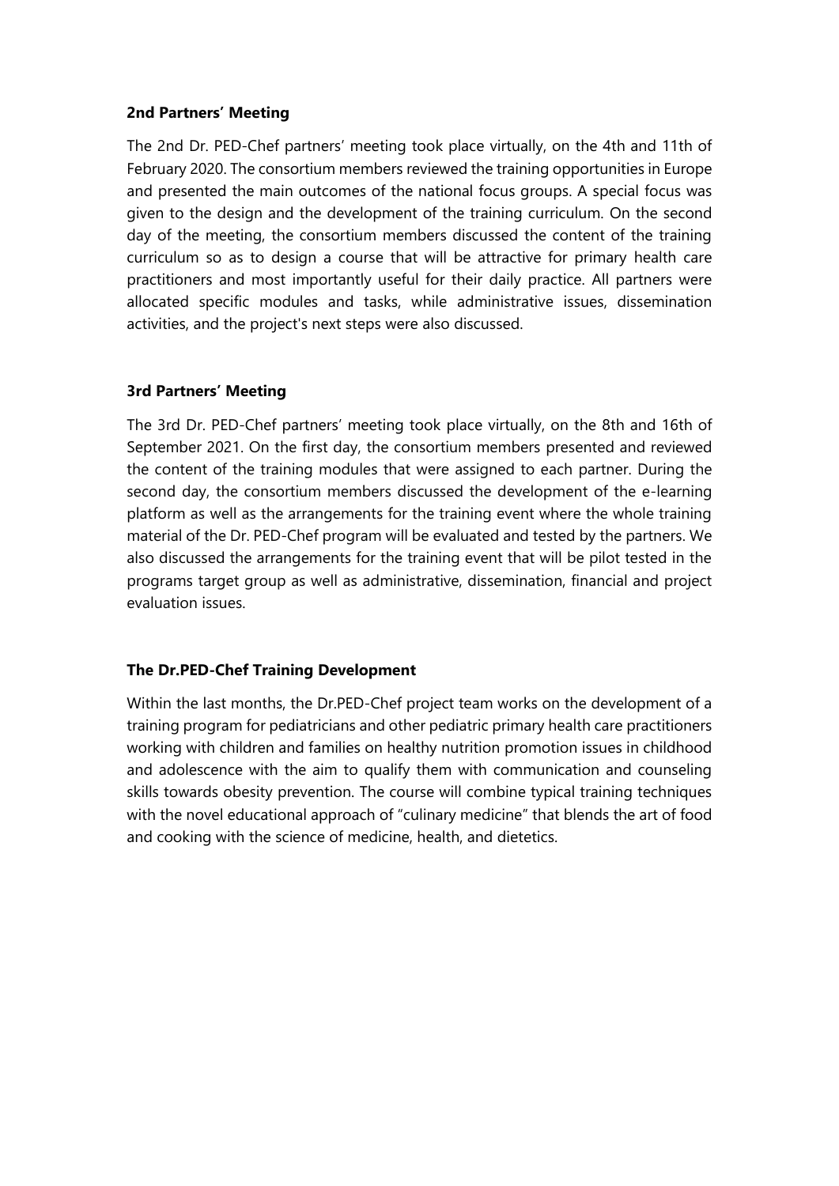**2nd Partners' Meeting**

The 2nd Dr. PED-Chef partners' meeting took place virtually, on the 4th and 11th of February 2020. The consortium members reviewed the training opportunities in Europe and presented the main outcomes of the national focus groups. A special focus was given to the design and the development of the training curriculum. On the second day of the meeting, the consortium members discussed the content of the training curriculum so as to design a course that will be attractive for primary health care practitioners and most importantly useful for their daily practice. All partners were allocated specific modules and tasks, while administrative issues, dissemination activities, and the project's next steps were also discussed.

**3rd Partners' Meeting**

The 3rd Dr. PED-Chef partners' meeting took place virtually, on the 8th and 16th of September 2021. On the first day, the consortium members presented and reviewed the content of the training modules that were assigned to each partner. During the second day, the consortium members discussed the development of the e-learning platform as well as the arrangements for the training event where the whole training material of the Dr. PED-Chef program will be evaluated and tested by the partners. We also discussed the arrangements for the training event that will be pilot tested in the programs target group as well as administrative, dissemination, financial and project evaluation issues.

**The Dr.PED-Chef Training Development**

Within the last months, the Dr.PED-Chef project team works on the development of a training program for pediatricians and other pediatric primary health care practitioners working with children and families on healthy nutrition promotion issues in childhood and adolescence with the aim to qualify them with communication and counseling skills towards obesity prevention. The course will combine typical training techniques with the novel educational approach of "culinary medicine" that blends the art of food and cooking with the science of medicine, health, and dietetics.